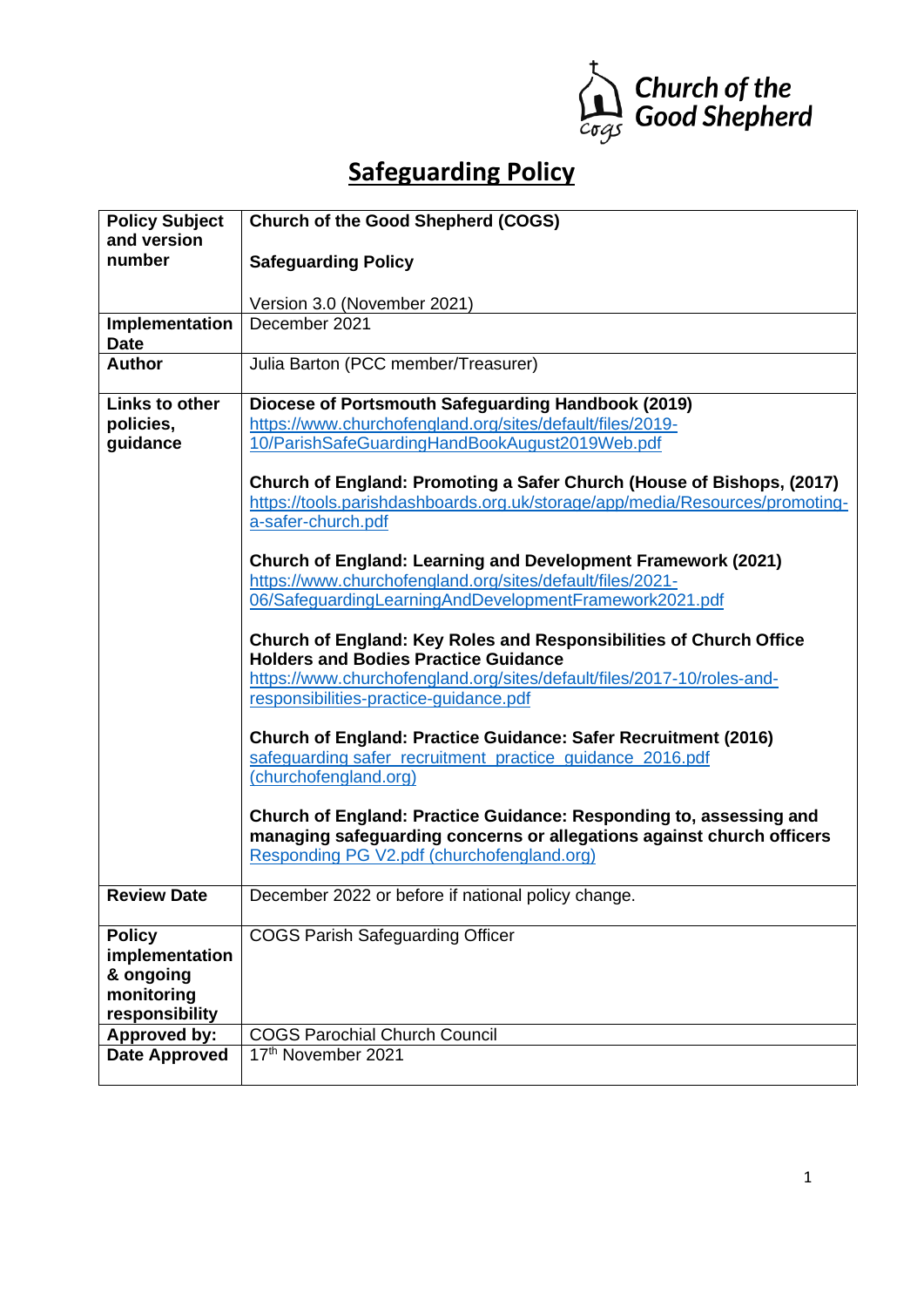Church of the Good Shepherd

# Safeguarding Policy

| Policy Subject and version number | **Church of the Good Shepherd (COGS)**<br><br>**Safeguarding Policy**<br><br>Version 3.0 (November 2021) |
|---|---|
| **Implementation Date** | December 2021 |
| **Author** | Julia Barton (PCC member/Treasurer) |
| **Links to other policies, guidance** | **Diocese of Portsmouth Safeguarding Handbook (2019)**<br>https://www.churchofengland.org/sites/default/files/2019-10/ParishSafeGuardingHandBookAugust2019Web.pdf<br><br>**Church of England: Promoting a Safer Church (House of Bishops, (2017)**<br>https://tools.parishdashboards.org.uk/storage/app/media/Resources/promoting-a-safer-church.pdf<br><br>**Church of England: Learning and Development Framework (2021)**<br>https://www.churchofengland.org/sites/default/files/2021-06/SafeguardingLearningAndDevelopmentFramework2021.pdf<br><br>**Church of England: Key Roles and Responsibilities of Church Office Holders and Bodies Practice Guidance**<br>https://www.churchofengland.org/sites/default/files/2017-10/roles-and-responsibilities-practice-guidance.pdf<br><br>**Church of England: Practice Guidance: Safer Recruitment (2016)**<br>safeguarding safer_recruitment_practice_guidance_2016.pdf (churchofengland.org)<br><br>**Church of England: Practice Guidance: Responding to, assessing and managing safeguarding concerns or allegations against church officers**<br>Responding PG V2.pdf (churchofengland.org) |
| **Review Date** | December 2022 or before if national policy change. |
| **Policy implementation & ongoing monitoring responsibility** | COGS Parish Safeguarding Officer |
| **Approved by:** | COGS Parochial Church Council |
| **Date Approved** | 17th November 2021 |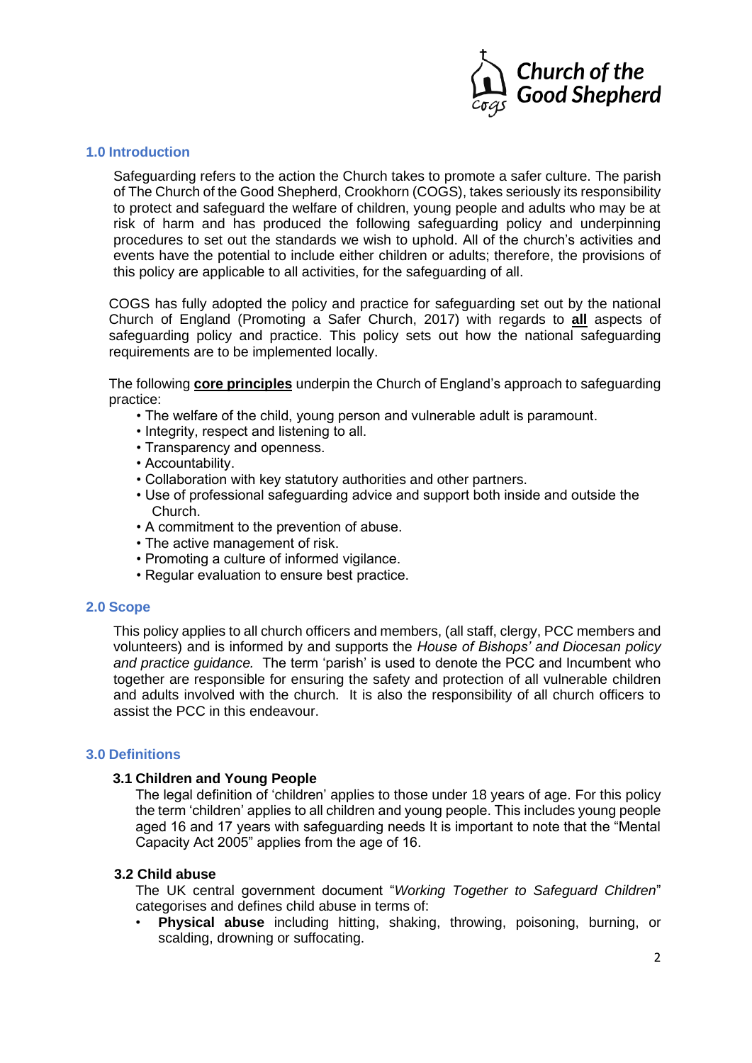## 1.0 Introduction

Safeguarding refers to the action the Church takes to promote a safer culture. The parish of The Church of the Good Shepherd, Crookhorn (COGS), takes seriously its responsibility to protect and safeguard the welfare of children, young people and adults who may be at risk of harm and has produced the following safeguarding policy and underpinning procedures to set out the standards we wish to uphold. All of the church's activities and events have the potential to include either children or adults; therefore, the provisions of this policy are applicable to all activities, for the safeguarding of all.

COGS has fully adopted the policy and practice for safeguarding set out by the national Church of England (Promoting a Safer Church, 2017) with regards to **all** aspects of safeguarding policy and practice. This policy sets out how the national safeguarding requirements are to be implemented locally.

The following **core principles** underpin the Church of England's approach to safeguarding practice:

- The welfare of the child, young person and vulnerable adult is paramount.
- Integrity, respect and listening to all.
- Transparency and openness.
- Accountability.
- Collaboration with key statutory authorities and other partners.
- Use of professional safeguarding advice and support both inside and outside the Church.
- A commitment to the prevention of abuse.
- The active management of risk.
- Promoting a culture of informed vigilance.
- Regular evaluation to ensure best practice.

## 2.0 Scope

This policy applies to all church officers and members, (all staff, clergy, PCC members and volunteers) and is informed by and supports the *House of Bishops' and Diocesan policy and practice guidance.* The term 'parish' is used to denote the PCC and Incumbent who together are responsible for ensuring the safety and protection of all vulnerable children and adults involved with the church. It is also the responsibility of all church officers to assist the PCC in this endeavour.

## 3.0 Definitions

### 3.1 Children and Young People

The legal definition of 'children' applies to those under 18 years of age. For this policy the term 'children' applies to all children and young people. This includes young people aged 16 and 17 years with safeguarding needs It is important to note that the "Mental Capacity Act 2005" applies from the age of 16.

### 3.2 Child abuse

The UK central government document "*Working Together to Safeguard Children*" categorises and defines child abuse in terms of:

- **Physical abuse** including hitting, shaking, throwing, poisoning, burning, or scalding, drowning or suffocating.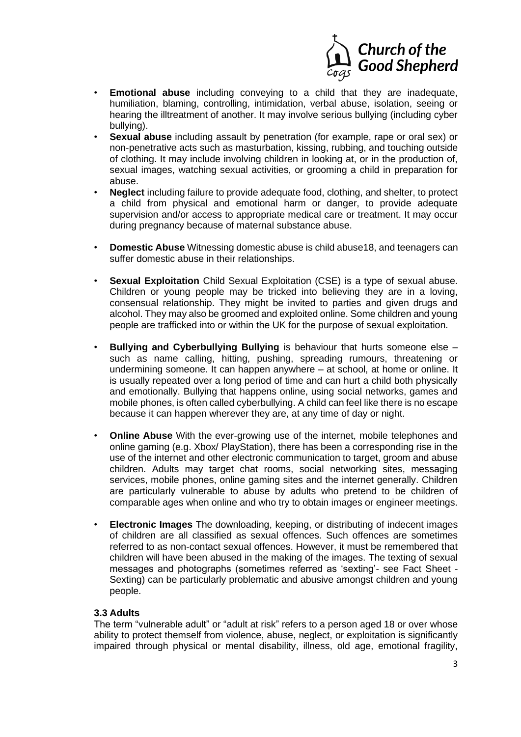- **Emotional abuse** including conveying to a child that they are inadequate, humiliation, blaming, controlling, intimidation, verbal abuse, isolation, seeing or hearing the illtreatment of another. It may involve serious bullying (including cyber bullying).
- **Sexual abuse** including assault by penetration (for example, rape or oral sex) or non-penetrative acts such as masturbation, kissing, rubbing, and touching outside of clothing. It may include involving children in looking at, or in the production of, sexual images, watching sexual activities, or grooming a child in preparation for abuse.
- **Neglect** including failure to provide adequate food, clothing, and shelter, to protect a child from physical and emotional harm or danger, to provide adequate supervision and/or access to appropriate medical care or treatment. It may occur during pregnancy because of maternal substance abuse.
- **Domestic Abuse** Witnessing domestic abuse is child abuse18, and teenagers can suffer domestic abuse in their relationships.
- **Sexual Exploitation** Child Sexual Exploitation (CSE) is a type of sexual abuse. Children or young people may be tricked into believing they are in a loving, consensual relationship. They might be invited to parties and given drugs and alcohol. They may also be groomed and exploited online. Some children and young people are trafficked into or within the UK for the purpose of sexual exploitation.
- **Bullying and Cyberbullying Bullying** is behaviour that hurts someone else – such as name calling, hitting, pushing, spreading rumours, threatening or undermining someone. It can happen anywhere – at school, at home or online. It is usually repeated over a long period of time and can hurt a child both physically and emotionally. Bullying that happens online, using social networks, games and mobile phones, is often called cyberbullying. A child can feel like there is no escape because it can happen wherever they are, at any time of day or night.
- **Online Abuse** With the ever-growing use of the internet, mobile telephones and online gaming (e.g. Xbox/ PlayStation), there has been a corresponding rise in the use of the internet and other electronic communication to target, groom and abuse children. Adults may target chat rooms, social networking sites, messaging services, mobile phones, online gaming sites and the internet generally. Children are particularly vulnerable to abuse by adults who pretend to be children of comparable ages when online and who try to obtain images or engineer meetings.
- **Electronic Images** The downloading, keeping, or distributing of indecent images of children are all classified as sexual offences. Such offences are sometimes referred to as non-contact sexual offences. However, it must be remembered that children will have been abused in the making of the images. The texting of sexual messages and photographs (sometimes referred as 'sexting'- see Fact Sheet - Sexting) can be particularly problematic and abusive amongst children and young people.

### 3.3 Adults

The term "vulnerable adult" or "adult at risk" refers to a person aged 18 or over whose ability to protect themself from violence, abuse, neglect, or exploitation is significantly impaired through physical or mental disability, illness, old age, emotional fragility,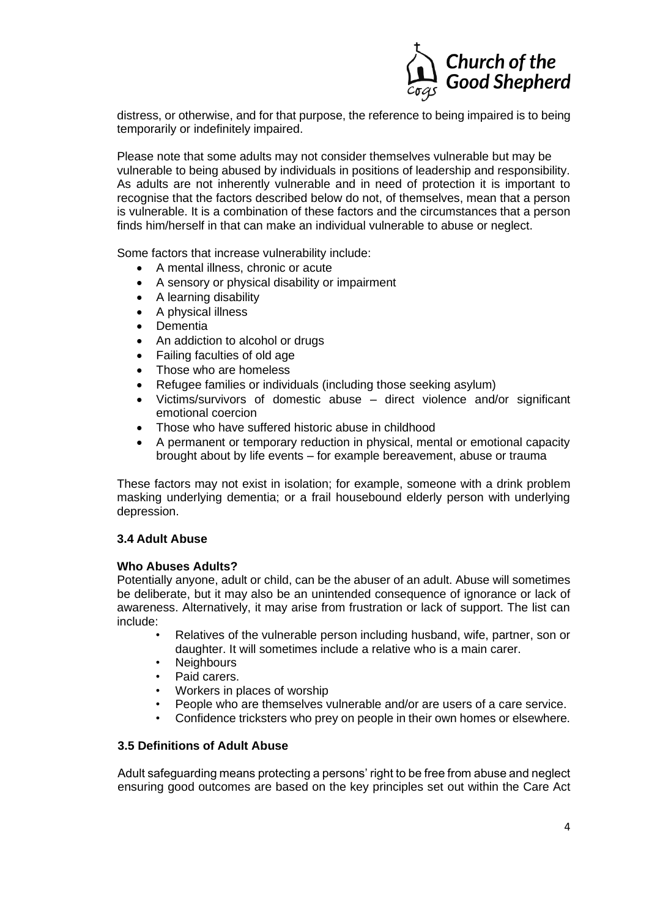distress, or otherwise, and for that purpose, the reference to being impaired is to being temporarily or indefinitely impaired.

Please note that some adults may not consider themselves vulnerable but may be vulnerable to being abused by individuals in positions of leadership and responsibility. As adults are not inherently vulnerable and in need of protection it is important to recognise that the factors described below do not, of themselves, mean that a person is vulnerable. It is a combination of these factors and the circumstances that a person finds him/herself in that can make an individual vulnerable to abuse or neglect.

Some factors that increase vulnerability include:

- A mental illness, chronic or acute
- A sensory or physical disability or impairment
- A learning disability
- A physical illness
- Dementia
- An addiction to alcohol or drugs
- Failing faculties of old age
- Those who are homeless
- Refugee families or individuals (including those seeking asylum)
- Victims/survivors of domestic abuse – direct violence and/or significant emotional coercion
- Those who have suffered historic abuse in childhood
- A permanent or temporary reduction in physical, mental or emotional capacity brought about by life events – for example bereavement, abuse or trauma

These factors may not exist in isolation; for example, someone with a drink problem masking underlying dementia; or a frail housebound elderly person with underlying depression.

### 3.4 Adult Abuse

**Who Abuses Adults?**

Potentially anyone, adult or child, can be the abuser of an adult. Abuse will sometimes be deliberate, but it may also be an unintended consequence of ignorance or lack of awareness. Alternatively, it may arise from frustration or lack of support. The list can include:

- Relatives of the vulnerable person including husband, wife, partner, son or daughter. It will sometimes include a relative who is a main carer.
- Neighbours
- Paid carers.
- Workers in places of worship
- People who are themselves vulnerable and/or are users of a care service.
- Confidence tricksters who prey on people in their own homes or elsewhere.

### 3.5 Definitions of Adult Abuse

Adult safeguarding means protecting a persons' right to be free from abuse and neglect ensuring good outcomes are based on the key principles set out within the Care Act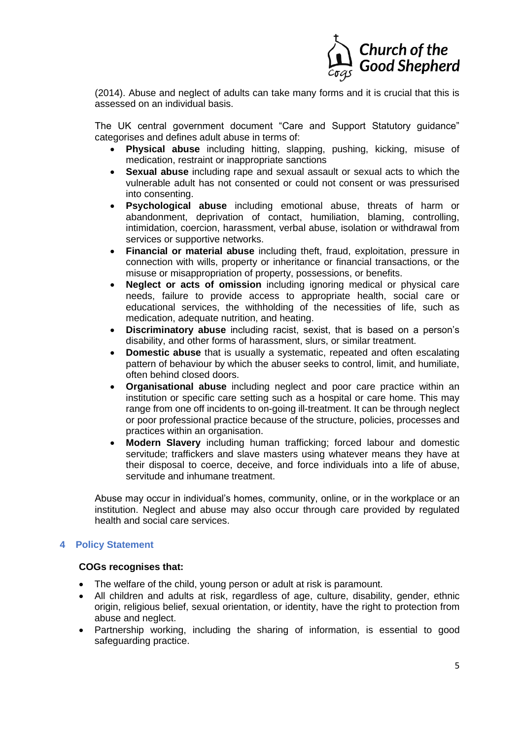(2014). Abuse and neglect of adults can take many forms and it is crucial that this is assessed on an individual basis.

The UK central government document "Care and Support Statutory guidance" categorises and defines adult abuse in terms of:

- **Physical abuse** including hitting, slapping, pushing, kicking, misuse of medication, restraint or inappropriate sanctions
- **Sexual abuse** including rape and sexual assault or sexual acts to which the vulnerable adult has not consented or could not consent or was pressurised into consenting.
- **Psychological abuse** including emotional abuse, threats of harm or abandonment, deprivation of contact, humiliation, blaming, controlling, intimidation, coercion, harassment, verbal abuse, isolation or withdrawal from services or supportive networks.
- **Financial or material abuse** including theft, fraud, exploitation, pressure in connection with wills, property or inheritance or financial transactions, or the misuse or misappropriation of property, possessions, or benefits.
- **Neglect or acts of omission** including ignoring medical or physical care needs, failure to provide access to appropriate health, social care or educational services, the withholding of the necessities of life, such as medication, adequate nutrition, and heating.
- **Discriminatory abuse** including racist, sexist, that is based on a person's disability, and other forms of harassment, slurs, or similar treatment.
- **Domestic abuse** that is usually a systematic, repeated and often escalating pattern of behaviour by which the abuser seeks to control, limit, and humiliate, often behind closed doors.
- **Organisational abuse** including neglect and poor care practice within an institution or specific care setting such as a hospital or care home. This may range from one off incidents to on-going ill-treatment. It can be through neglect or poor professional practice because of the structure, policies, processes and practices within an organisation.
- **Modern Slavery** including human trafficking; forced labour and domestic servitude; traffickers and slave masters using whatever means they have at their disposal to coerce, deceive, and force individuals into a life of abuse, servitude and inhumane treatment.

Abuse may occur in individual's homes, community, online, or in the workplace or an institution. Neglect and abuse may also occur through care provided by regulated health and social care services.

## 4 Policy Statement

**COGs recognises that:**

- The welfare of the child, young person or adult at risk is paramount.
- All children and adults at risk, regardless of age, culture, disability, gender, ethnic origin, religious belief, sexual orientation, or identity, have the right to protection from abuse and neglect.
- Partnership working, including the sharing of information, is essential to good safeguarding practice.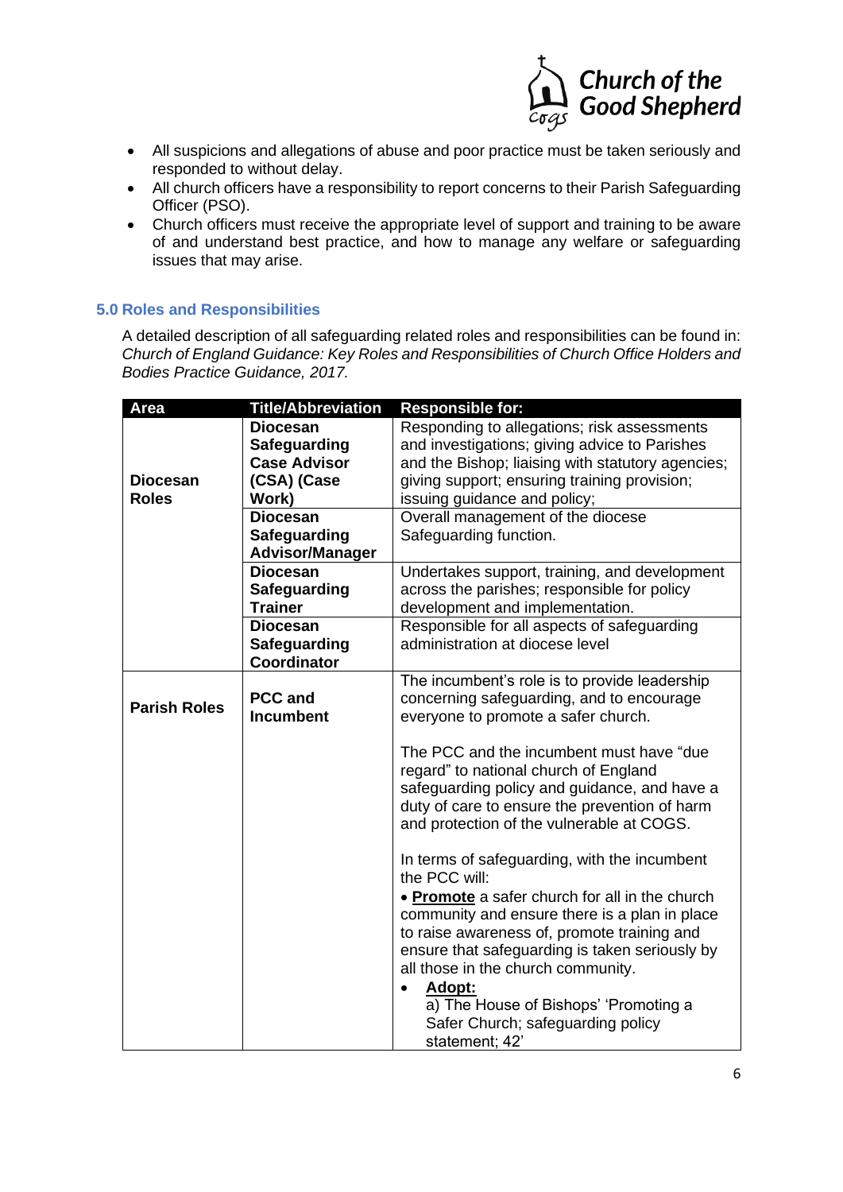- All suspicions and allegations of abuse and poor practice must be taken seriously and responded to without delay.
- All church officers have a responsibility to report concerns to their Parish Safeguarding Officer (PSO).
- Church officers must receive the appropriate level of support and training to be aware of and understand best practice, and how to manage any welfare or safeguarding issues that may arise.

### 5.0 Roles and Responsibilities

A detailed description of all safeguarding related roles and responsibilities can be found in: *Church of England Guidance: Key Roles and Responsibilities of Church Office Holders and Bodies Practice Guidance, 2017.*

| Area | Title/Abbreviation | Responsible for: |
|---|---|---|
| **Diocesan Roles** | **Diocesan Safeguarding Case Advisor (CSA) (Case Work)** | Responding to allegations; risk assessments and investigations; giving advice to Parishes and the Bishop; liaising with statutory agencies; giving support; ensuring training provision; issuing guidance and policy; |
| | **Diocesan Safeguarding Advisor/Manager** | Overall management of the diocese Safeguarding function. |
| | **Diocesan Safeguarding Trainer** | Undertakes support, training, and development across the parishes; responsible for policy development and implementation. |
| | **Diocesan Safeguarding Coordinator** | Responsible for all aspects of safeguarding administration at diocese level |
| **Parish Roles** | **PCC and Incumbent** | The incumbent's role is to provide leadership concerning safeguarding, and to encourage everyone to promote a safer church.<br><br>The PCC and the incumbent must have "due regard" to national church of England safeguarding policy and guidance, and have a duty of care to ensure the prevention of harm and protection of the vulnerable at COGS.<br><br>In terms of safeguarding, with the incumbent the PCC will:<br>• **<u>Promote</u>** a safer church for all in the church community and ensure there is a plan in place to raise awareness of, promote training and ensure that safeguarding is taken seriously by all those in the church community.<br>• **<u>Adopt:</u>**<br>a) The House of Bishops' 'Promoting a Safer Church; safeguarding policy statement; 42' |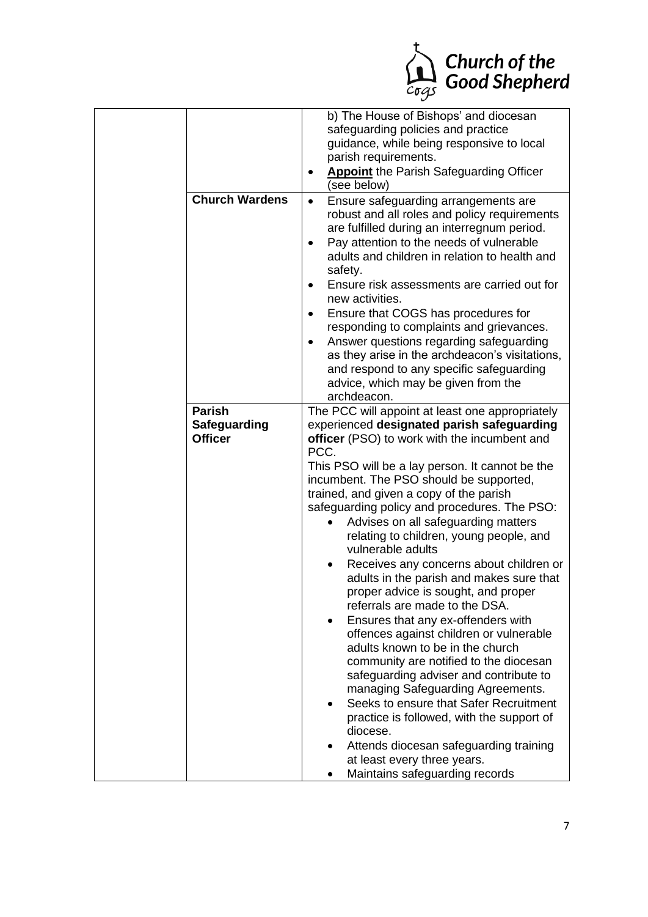| | | |
|---|---|---|
| | | b) The House of Bishops' and diocesan safeguarding policies and practice guidance, while being responsive to local parish requirements.<br>• **Appoint** the Parish Safeguarding Officer (see below) |
| | **Church Wardens** | • Ensure safeguarding arrangements are robust and all roles and policy requirements are fulfilled during an interregnum period.<br>• Pay attention to the needs of vulnerable adults and children in relation to health and safety.<br>• Ensure risk assessments are carried out for new activities.<br>• Ensure that COGS has procedures for responding to complaints and grievances.<br>• Answer questions regarding safeguarding as they arise in the archdeacon's visitations, and respond to any specific safeguarding advice, which may be given from the archdeacon. |
| | **Parish Safeguarding Officer** | The PCC will appoint at least one appropriately experienced **designated parish safeguarding officer** (PSO) to work with the incumbent and PCC.<br>This PSO will be a lay person. It cannot be the incumbent. The PSO should be supported, trained, and given a copy of the parish safeguarding policy and procedures. The PSO:<br>• Advises on all safeguarding matters relating to children, young people, and vulnerable adults<br>• Receives any concerns about children or adults in the parish and makes sure that proper advice is sought, and proper referrals are made to the DSA.<br>• Ensures that any ex-offenders with offences against children or vulnerable adults known to be in the church community are notified to the diocesan safeguarding adviser and contribute to managing Safeguarding Agreements.<br>• Seeks to ensure that Safer Recruitment practice is followed, with the support of diocese.<br>• Attends diocesan safeguarding training at least every three years.<br>• Maintains safeguarding records |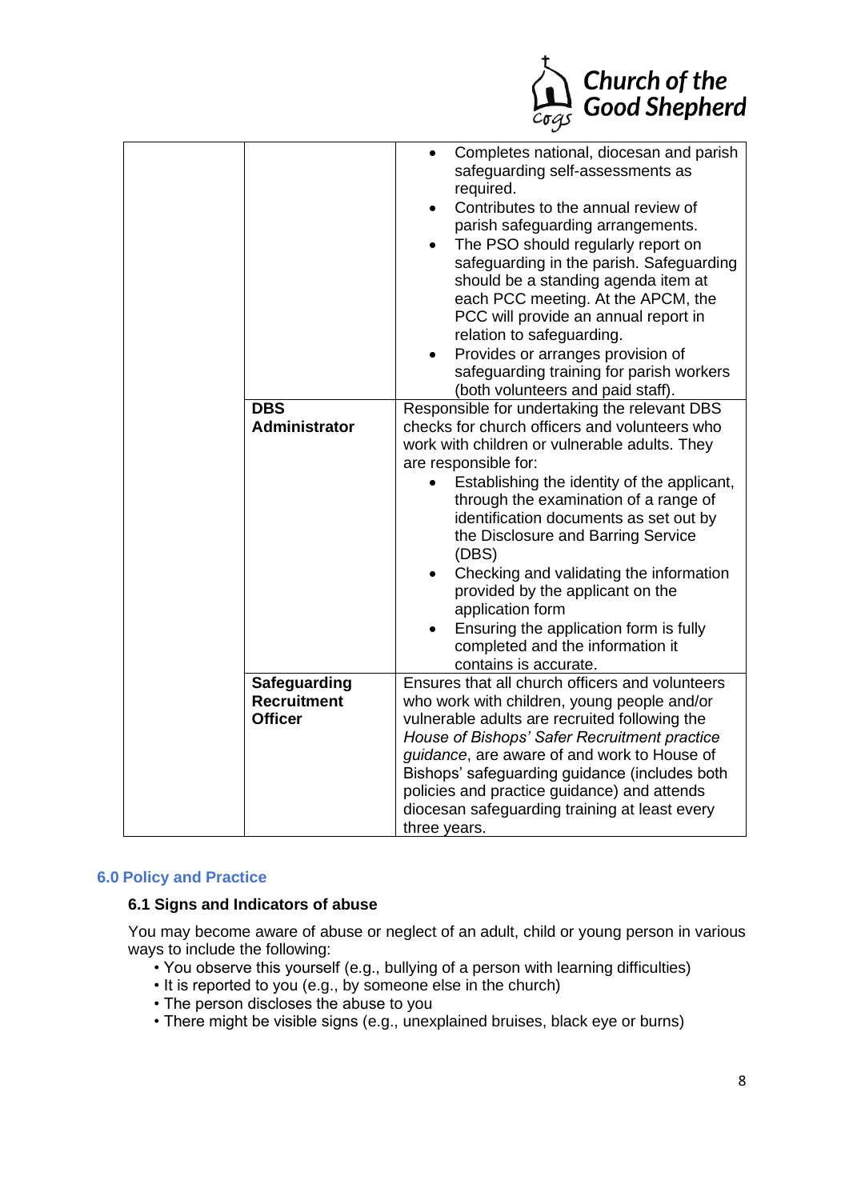| | | |
|---|---|---|
| | | • Completes national, diocesan and parish safeguarding self-assessments as required.<br>• Contributes to the annual review of parish safeguarding arrangements.<br>• The PSO should regularly report on safeguarding in the parish. Safeguarding should be a standing agenda item at each PCC meeting. At the APCM, the PCC will provide an annual report in relation to safeguarding.<br>• Provides or arranges provision of safeguarding training for parish workers (both volunteers and paid staff). |
| | **DBS Administrator** | Responsible for undertaking the relevant DBS checks for church officers and volunteers who work with children or vulnerable adults. They are responsible for:<br>• Establishing the identity of the applicant, through the examination of a range of identification documents as set out by the Disclosure and Barring Service (DBS)<br>• Checking and validating the information provided by the applicant on the application form<br>• Ensuring the application form is fully completed and the information it contains is accurate. |
| | **Safeguarding Recruitment Officer** | Ensures that all church officers and volunteers who work with children, young people and/or vulnerable adults are recruited following the *House of Bishops' Safer Recruitment practice guidance*, are aware of and work to House of Bishops' safeguarding guidance (includes both policies and practice guidance) and attends diocesan safeguarding training at least every three years. |

## 6.0 Policy and Practice

### 6.1 Signs and Indicators of abuse

You may become aware of abuse or neglect of an adult, child or young person in various ways to include the following:

- You observe this yourself (e.g., bullying of a person with learning difficulties)
- It is reported to you (e.g., by someone else in the church)
- The person discloses the abuse to you
- There might be visible signs (e.g., unexplained bruises, black eye or burns)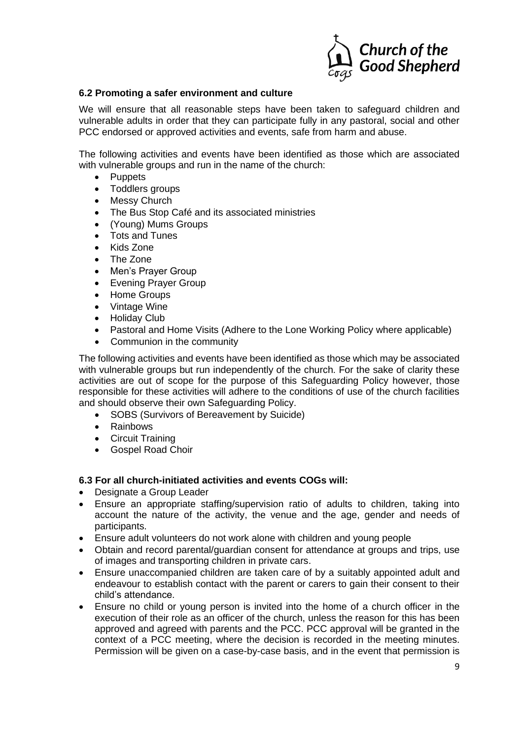### 6.2 Promoting a safer environment and culture

We will ensure that all reasonable steps have been taken to safeguard children and vulnerable adults in order that they can participate fully in any pastoral, social and other PCC endorsed or approved activities and events, safe from harm and abuse.

The following activities and events have been identified as those which are associated with vulnerable groups and run in the name of the church:

- Puppets
- Toddlers groups
- Messy Church
- The Bus Stop Café and its associated ministries
- (Young) Mums Groups
- Tots and Tunes
- Kids Zone
- The Zone
- Men's Prayer Group
- Evening Prayer Group
- Home Groups
- Vintage Wine
- Holiday Club
- Pastoral and Home Visits (Adhere to the Lone Working Policy where applicable)
- Communion in the community

The following activities and events have been identified as those which may be associated with vulnerable groups but run independently of the church. For the sake of clarity these activities are out of scope for the purpose of this Safeguarding Policy however, those responsible for these activities will adhere to the conditions of use of the church facilities and should observe their own Safeguarding Policy.

- SOBS (Survivors of Bereavement by Suicide)
- Rainbows
- Circuit Training
- Gospel Road Choir

### 6.3 For all church-initiated activities and events COGs will:

- Designate a Group Leader
- Ensure an appropriate staffing/supervision ratio of adults to children, taking into account the nature of the activity, the venue and the age, gender and needs of participants.
- Ensure adult volunteers do not work alone with children and young people
- Obtain and record parental/guardian consent for attendance at groups and trips, use of images and transporting children in private cars.
- Ensure unaccompanied children are taken care of by a suitably appointed adult and endeavour to establish contact with the parent or carers to gain their consent to their child's attendance.
- Ensure no child or young person is invited into the home of a church officer in the execution of their role as an officer of the church, unless the reason for this has been approved and agreed with parents and the PCC. PCC approval will be granted in the context of a PCC meeting, where the decision is recorded in the meeting minutes. Permission will be given on a case-by-case basis, and in the event that permission is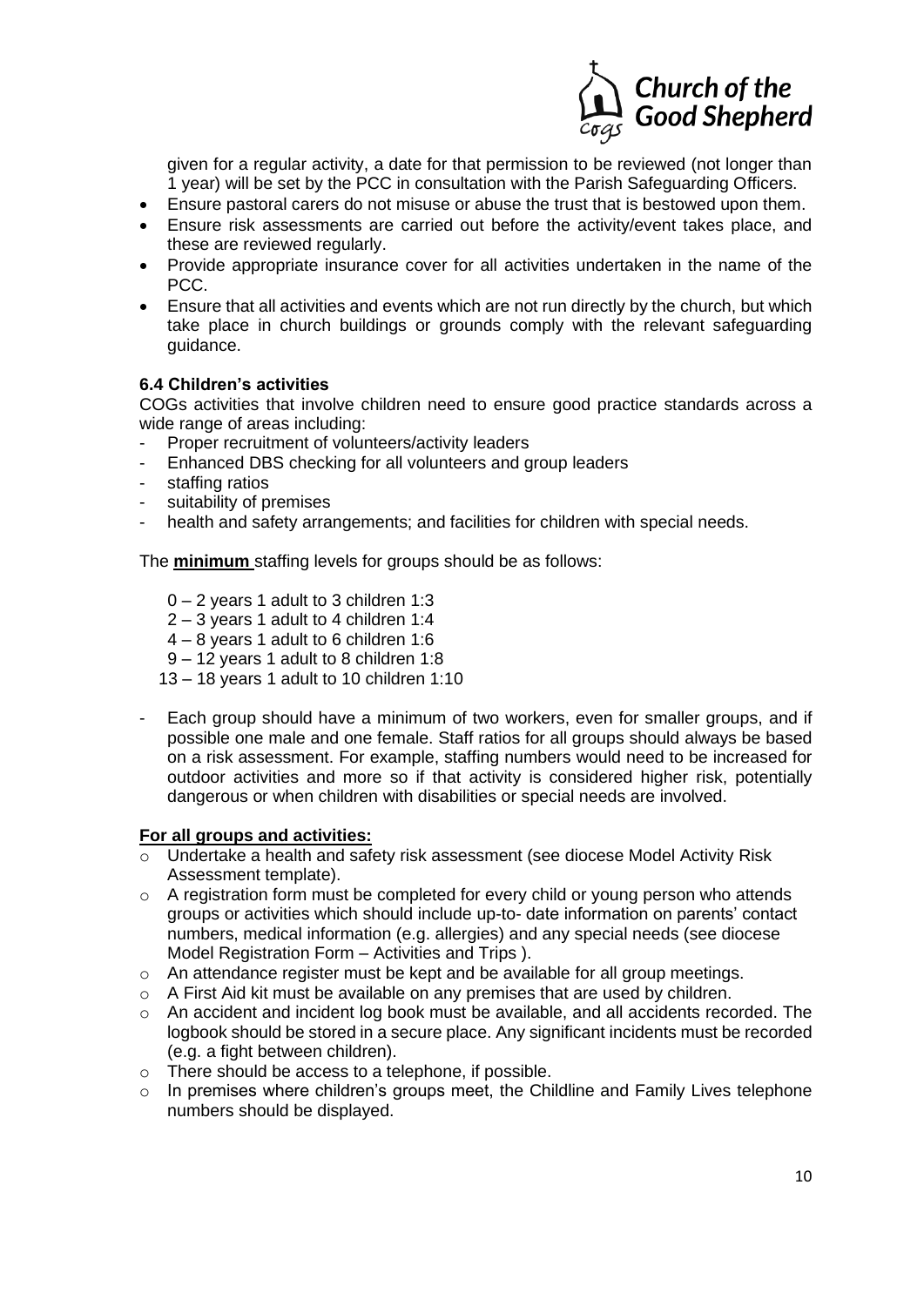given for a regular activity, a date for that permission to be reviewed (not longer than 1 year) will be set by the PCC in consultation with the Parish Safeguarding Officers.

- Ensure pastoral carers do not misuse or abuse the trust that is bestowed upon them.
- Ensure risk assessments are carried out before the activity/event takes place, and these are reviewed regularly.
- Provide appropriate insurance cover for all activities undertaken in the name of the PCC.
- Ensure that all activities and events which are not run directly by the church, but which take place in church buildings or grounds comply with the relevant safeguarding guidance.

### 6.4 Children's activities

COGs activities that involve children need to ensure good practice standards across a wide range of areas including:

- Proper recruitment of volunteers/activity leaders
- Enhanced DBS checking for all volunteers and group leaders
- staffing ratios
- suitability of premises
- health and safety arrangements; and facilities for children with special needs.

The **minimum** staffing levels for groups should be as follows:

0 – 2 years 1 adult to 3 children 1:3
2 – 3 years 1 adult to 4 children 1:4
4 – 8 years 1 adult to 6 children 1:6
9 – 12 years 1 adult to 8 children 1:8
13 – 18 years 1 adult to 10 children 1:10

- Each group should have a minimum of two workers, even for smaller groups, and if possible one male and one female. Staff ratios for all groups should always be based on a risk assessment. For example, staffing numbers would need to be increased for outdoor activities and more so if that activity is considered higher risk, potentially dangerous or when children with disabilities or special needs are involved.

**For all groups and activities:**

- Undertake a health and safety risk assessment (see diocese Model Activity Risk Assessment template).
- A registration form must be completed for every child or young person who attends groups or activities which should include up-to- date information on parents' contact numbers, medical information (e.g. allergies) and any special needs (see diocese Model Registration Form – Activities and Trips ).
- An attendance register must be kept and be available for all group meetings.
- A First Aid kit must be available on any premises that are used by children.
- An accident and incident log book must be available, and all accidents recorded. The logbook should be stored in a secure place. Any significant incidents must be recorded (e.g. a fight between children).
- There should be access to a telephone, if possible.
- In premises where children's groups meet, the Childline and Family Lives telephone numbers should be displayed.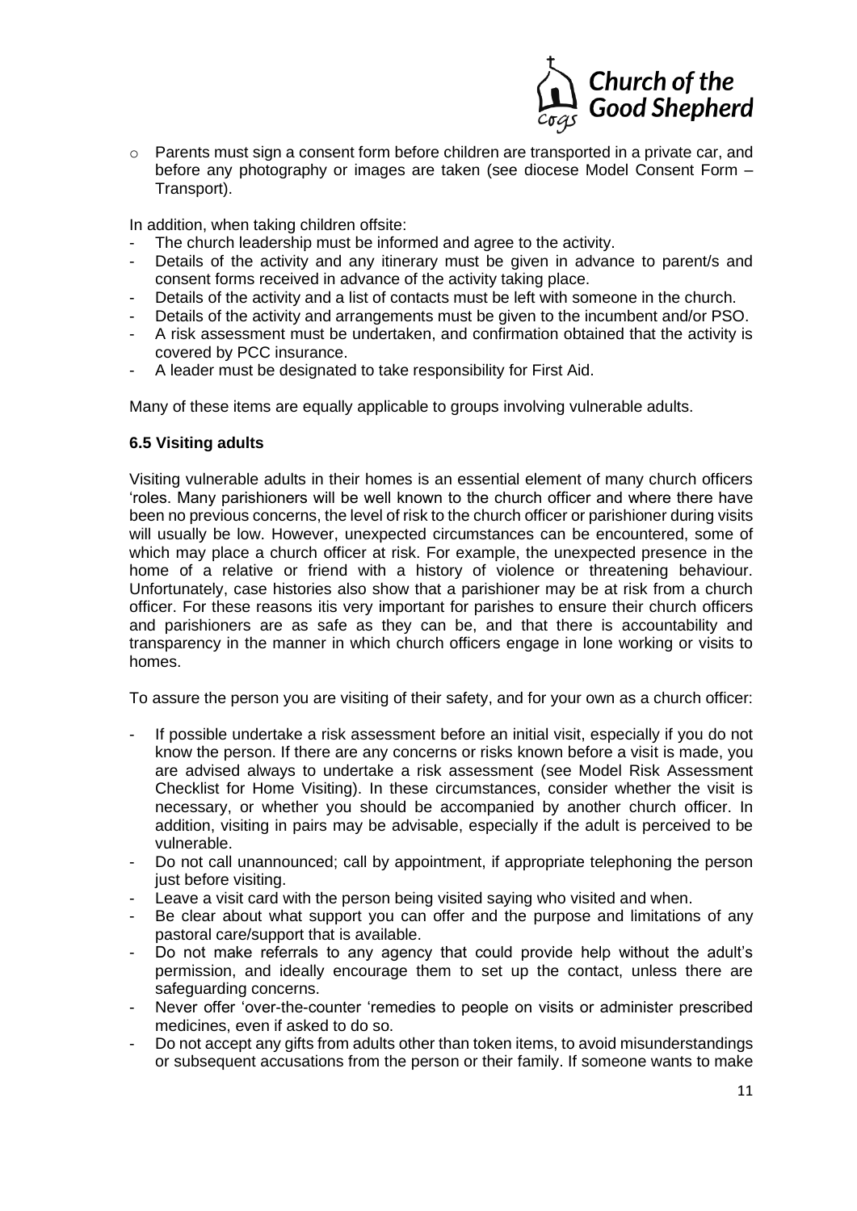- Parents must sign a consent form before children are transported in a private car, and before any photography or images are taken (see diocese Model Consent Form – Transport).

In addition, when taking children offsite:

- The church leadership must be informed and agree to the activity.
- Details of the activity and any itinerary must be given in advance to parent/s and consent forms received in advance of the activity taking place.
- Details of the activity and a list of contacts must be left with someone in the church.
- Details of the activity and arrangements must be given to the incumbent and/or PSO.
- A risk assessment must be undertaken, and confirmation obtained that the activity is covered by PCC insurance.
- A leader must be designated to take responsibility for First Aid.

Many of these items are equally applicable to groups involving vulnerable adults.

### 6.5 Visiting adults

Visiting vulnerable adults in their homes is an essential element of many church officers 'roles. Many parishioners will be well known to the church officer and where there have been no previous concerns, the level of risk to the church officer or parishioner during visits will usually be low. However, unexpected circumstances can be encountered, some of which may place a church officer at risk. For example, the unexpected presence in the home of a relative or friend with a history of violence or threatening behaviour. Unfortunately, case histories also show that a parishioner may be at risk from a church officer. For these reasons itis very important for parishes to ensure their church officers and parishioners are as safe as they can be, and that there is accountability and transparency in the manner in which church officers engage in lone working or visits to homes.

To assure the person you are visiting of their safety, and for your own as a church officer:

- If possible undertake a risk assessment before an initial visit, especially if you do not know the person. If there are any concerns or risks known before a visit is made, you are advised always to undertake a risk assessment (see Model Risk Assessment Checklist for Home Visiting). In these circumstances, consider whether the visit is necessary, or whether you should be accompanied by another church officer. In addition, visiting in pairs may be advisable, especially if the adult is perceived to be vulnerable.
- Do not call unannounced; call by appointment, if appropriate telephoning the person just before visiting.
- Leave a visit card with the person being visited saying who visited and when.
- Be clear about what support you can offer and the purpose and limitations of any pastoral care/support that is available.
- Do not make referrals to any agency that could provide help without the adult's permission, and ideally encourage them to set up the contact, unless there are safeguarding concerns.
- Never offer 'over-the-counter 'remedies to people on visits or administer prescribed medicines, even if asked to do so.
- Do not accept any gifts from adults other than token items, to avoid misunderstandings or subsequent accusations from the person or their family. If someone wants to make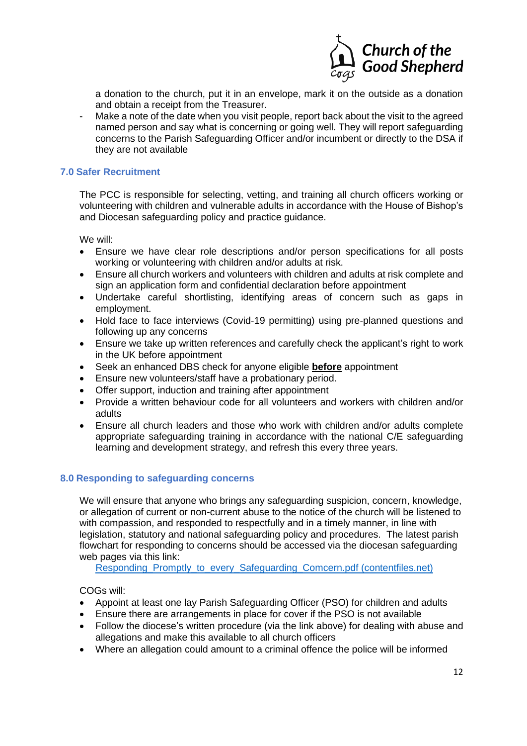a donation to the church, put it in an envelope, mark it on the outside as a donation and obtain a receipt from the Treasurer.

- Make a note of the date when you visit people, report back about the visit to the agreed named person and say what is concerning or going well. They will report safeguarding concerns to the Parish Safeguarding Officer and/or incumbent or directly to the DSA if they are not available

### 7.0 Safer Recruitment

The PCC is responsible for selecting, vetting, and training all church officers working or volunteering with children and vulnerable adults in accordance with the House of Bishop's and Diocesan safeguarding policy and practice guidance.

We will:

- Ensure we have clear role descriptions and/or person specifications for all posts working or volunteering with children and/or adults at risk.
- Ensure all church workers and volunteers with children and adults at risk complete and sign an application form and confidential declaration before appointment
- Undertake careful shortlisting, identifying areas of concern such as gaps in employment.
- Hold face to face interviews (Covid-19 permitting) using pre-planned questions and following up any concerns
- Ensure we take up written references and carefully check the applicant's right to work in the UK before appointment
- Seek an enhanced DBS check for anyone eligible **<u>before</u>** appointment
- Ensure new volunteers/staff have a probationary period.
- Offer support, induction and training after appointment
- Provide a written behaviour code for all volunteers and workers with children and/or adults
- Ensure all church leaders and those who work with children and/or adults complete appropriate safeguarding training in accordance with the national C/E safeguarding learning and development strategy, and refresh this every three years.

### 8.0 Responding to safeguarding concerns

We will ensure that anyone who brings any safeguarding suspicion, concern, knowledge, or allegation of current or non-current abuse to the notice of the church will be listened to with compassion, and responded to respectfully and in a timely manner, in line with legislation, statutory and national safeguarding policy and procedures. The latest parish flowchart for responding to concerns should be accessed via the diocesan safeguarding web pages via this link:
Responding_Promptly_to_every_Safeguarding_Comcern.pdf (contentfiles.net)

COGs will:

- Appoint at least one lay Parish Safeguarding Officer (PSO) for children and adults
- Ensure there are arrangements in place for cover if the PSO is not available
- Follow the diocese's written procedure (via the link above) for dealing with abuse and allegations and make this available to all church officers
- Where an allegation could amount to a criminal offence the police will be informed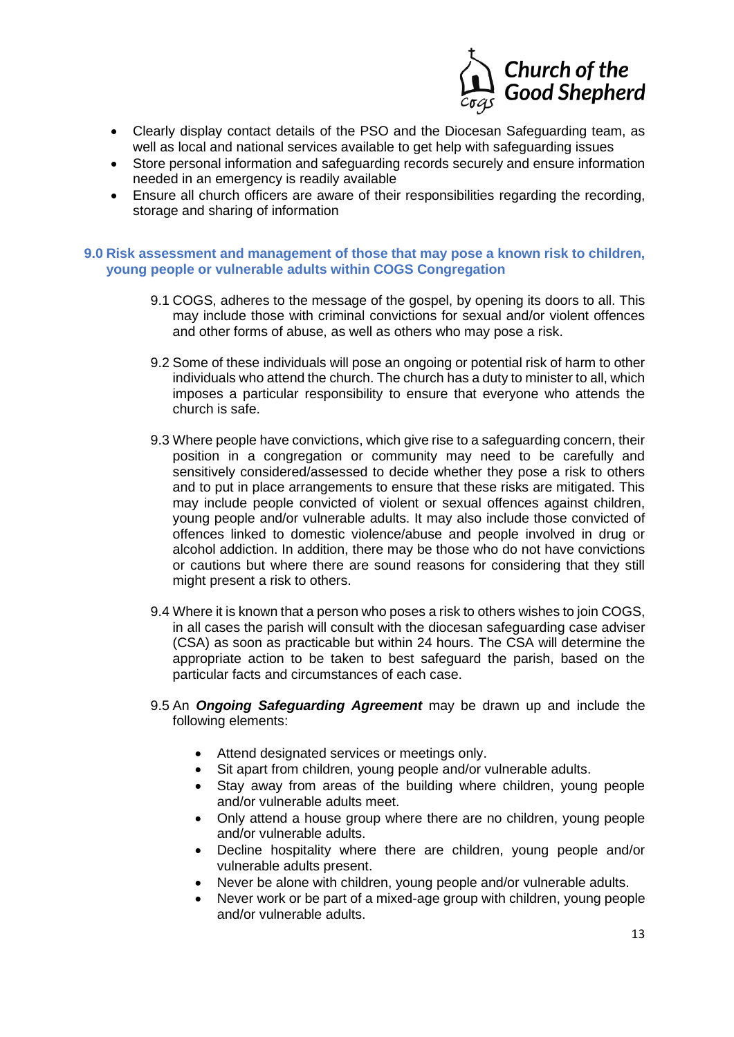- Clearly display contact details of the PSO and the Diocesan Safeguarding team, as well as local and national services available to get help with safeguarding issues
- Store personal information and safeguarding records securely and ensure information needed in an emergency is readily available
- Ensure all church officers are aware of their responsibilities regarding the recording, storage and sharing of information

## 9.0 Risk assessment and management of those that may pose a known risk to children, young people or vulnerable adults within COGS Congregation

9.1 COGS, adheres to the message of the gospel, by opening its doors to all. This may include those with criminal convictions for sexual and/or violent offences and other forms of abuse, as well as others who may pose a risk.

9.2 Some of these individuals will pose an ongoing or potential risk of harm to other individuals who attend the church. The church has a duty to minister to all, which imposes a particular responsibility to ensure that everyone who attends the church is safe.

9.3 Where people have convictions, which give rise to a safeguarding concern, their position in a congregation or community may need to be carefully and sensitively considered/assessed to decide whether they pose a risk to others and to put in place arrangements to ensure that these risks are mitigated. This may include people convicted of violent or sexual offences against children, young people and/or vulnerable adults. It may also include those convicted of offences linked to domestic violence/abuse and people involved in drug or alcohol addiction. In addition, there may be those who do not have convictions or cautions but where there are sound reasons for considering that they still might present a risk to others.

9.4 Where it is known that a person who poses a risk to others wishes to join COGS, in all cases the parish will consult with the diocesan safeguarding case adviser (CSA) as soon as practicable but within 24 hours. The CSA will determine the appropriate action to be taken to best safeguard the parish, based on the particular facts and circumstances of each case.

9.5 An ***Ongoing Safeguarding Agreement*** may be drawn up and include the following elements:

- Attend designated services or meetings only.
- Sit apart from children, young people and/or vulnerable adults.
- Stay away from areas of the building where children, young people and/or vulnerable adults meet.
- Only attend a house group where there are no children, young people and/or vulnerable adults.
- Decline hospitality where there are children, young people and/or vulnerable adults present.
- Never be alone with children, young people and/or vulnerable adults.
- Never work or be part of a mixed-age group with children, young people and/or vulnerable adults.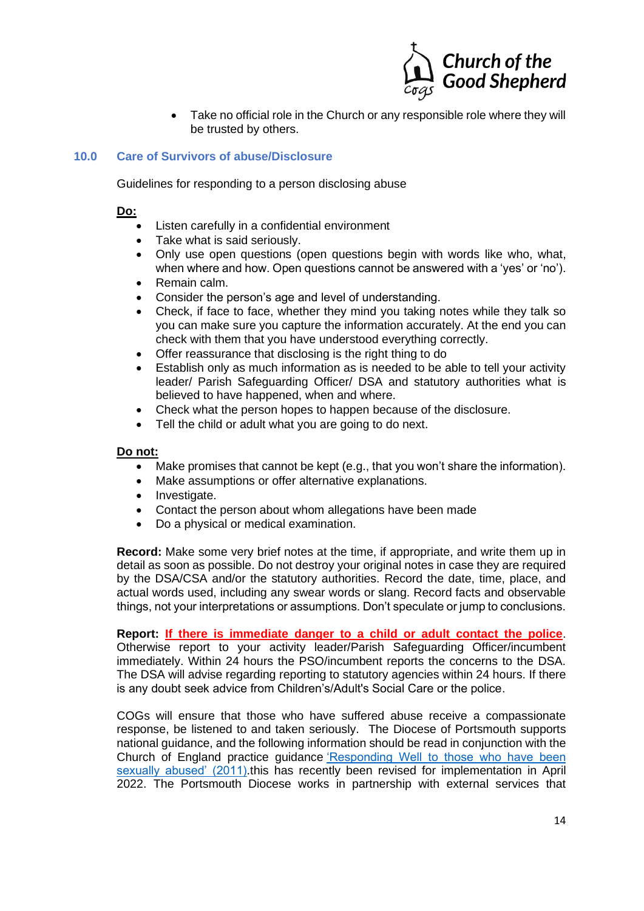- Take no official role in the Church or any responsible role where they will be trusted by others.

## 10.0 Care of Survivors of abuse/Disclosure

Guidelines for responding to a person disclosing abuse

**Do:**

- Listen carefully in a confidential environment
- Take what is said seriously.
- Only use open questions (open questions begin with words like who, what, when where and how. Open questions cannot be answered with a 'yes' or 'no').
- Remain calm.
- Consider the person's age and level of understanding.
- Check, if face to face, whether they mind you taking notes while they talk so you can make sure you capture the information accurately. At the end you can check with them that you have understood everything correctly.
- Offer reassurance that disclosing is the right thing to do
- Establish only as much information as is needed to be able to tell your activity leader/ Parish Safeguarding Officer/ DSA and statutory authorities what is believed to have happened, when and where.
- Check what the person hopes to happen because of the disclosure.
- Tell the child or adult what you are going to do next.

**Do not:**

- Make promises that cannot be kept (e.g., that you won't share the information).
- Make assumptions or offer alternative explanations.
- Investigate.
- Contact the person about whom allegations have been made
- Do a physical or medical examination.

**Record:** Make some very brief notes at the time, if appropriate, and write them up in detail as soon as possible. Do not destroy your original notes in case they are required by the DSA/CSA and/or the statutory authorities. Record the date, time, place, and actual words used, including any swear words or slang. Record facts and observable things, not your interpretations or assumptions. Don't speculate or jump to conclusions.

**Report:** **If there is immediate danger to a child or adult contact the police**. Otherwise report to your activity leader/Parish Safeguarding Officer/incumbent immediately. Within 24 hours the PSO/incumbent reports the concerns to the DSA. The DSA will advise regarding reporting to statutory agencies within 24 hours. If there is any doubt seek advice from Children's/Adult's Social Care or the police.

COGs will ensure that those who have suffered abuse receive a compassionate response, be listened to and taken seriously. The Diocese of Portsmouth supports national guidance, and the following information should be read in conjunction with the Church of England practice guidance 'Responding Well to those who have been sexually abused' (2011).this has recently been revised for implementation in April 2022. The Portsmouth Diocese works in partnership with external services that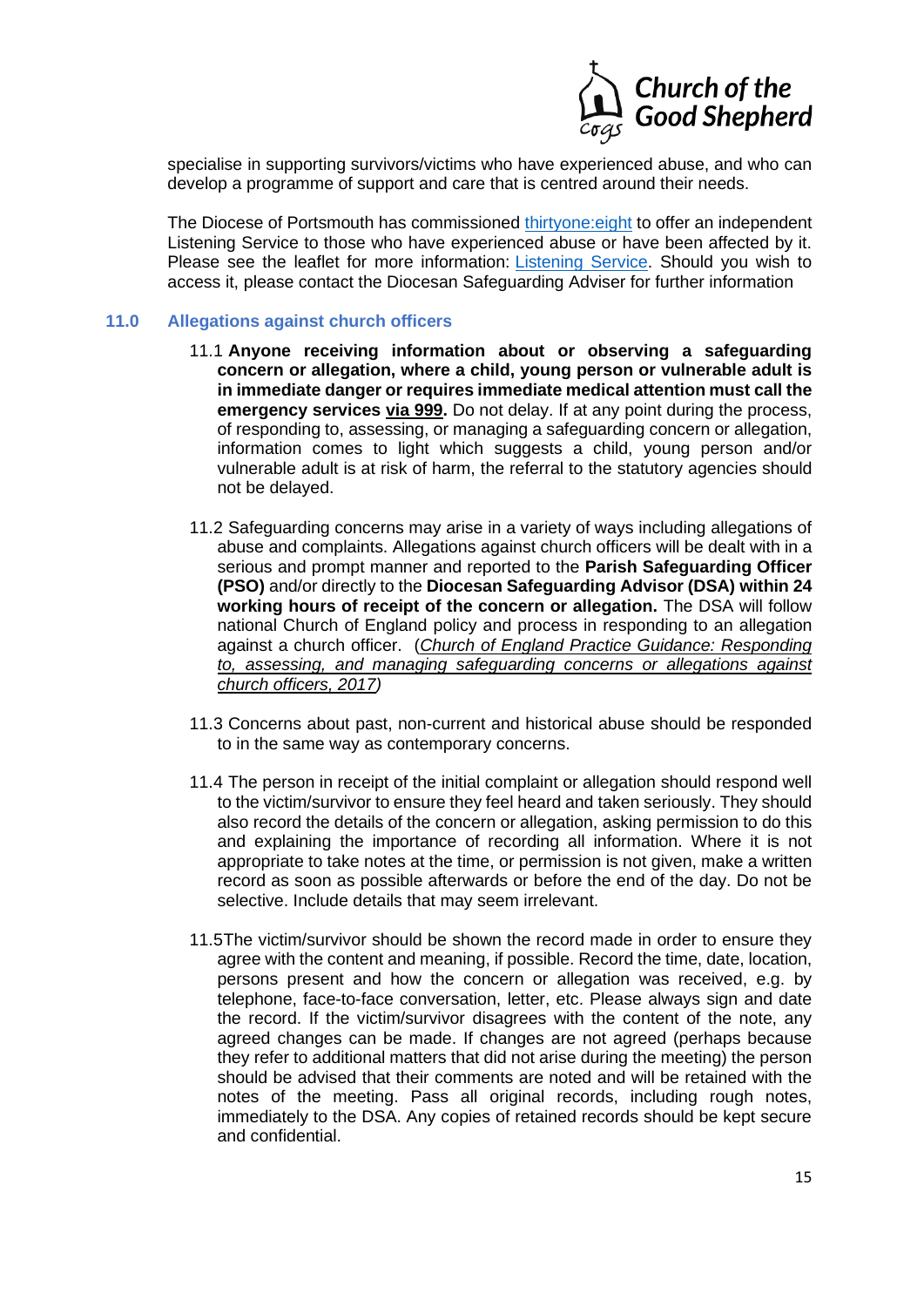specialise in supporting survivors/victims who have experienced abuse, and who can develop a programme of support and care that is centred around their needs.

The Diocese of Portsmouth has commissioned thirtyone:eight to offer an independent Listening Service to those who have experienced abuse or have been affected by it. Please see the leaflet for more information: Listening Service. Should you wish to access it, please contact the Diocesan Safeguarding Adviser for further information

## 11.0 Allegations against church officers

11.1 **Anyone receiving information about or observing a safeguarding concern or allegation, where a child, young person or vulnerable adult is in immediate danger or requires immediate medical attention must call the emergency services via 999.** Do not delay. If at any point during the process, of responding to, assessing, or managing a safeguarding concern or allegation, information comes to light which suggests a child, young person and/or vulnerable adult is at risk of harm, the referral to the statutory agencies should not be delayed.

11.2 Safeguarding concerns may arise in a variety of ways including allegations of abuse and complaints. Allegations against church officers will be dealt with in a serious and prompt manner and reported to the **Parish Safeguarding Officer (PSO)** and/or directly to the **Diocesan Safeguarding Advisor (DSA) within 24 working hours of receipt of the concern or allegation.** The DSA will follow national Church of England policy and process in responding to an allegation against a church officer. (*Church of England Practice Guidance: Responding to, assessing, and managing safeguarding concerns or allegations against church officers, 2017)*

11.3 Concerns about past, non-current and historical abuse should be responded to in the same way as contemporary concerns.

11.4 The person in receipt of the initial complaint or allegation should respond well to the victim/survivor to ensure they feel heard and taken seriously. They should also record the details of the concern or allegation, asking permission to do this and explaining the importance of recording all information. Where it is not appropriate to take notes at the time, or permission is not given, make a written record as soon as possible afterwards or before the end of the day. Do not be selective. Include details that may seem irrelevant.

11.5The victim/survivor should be shown the record made in order to ensure they agree with the content and meaning, if possible. Record the time, date, location, persons present and how the concern or allegation was received, e.g. by telephone, face-to-face conversation, letter, etc. Please always sign and date the record. If the victim/survivor disagrees with the content of the note, any agreed changes can be made. If changes are not agreed (perhaps because they refer to additional matters that did not arise during the meeting) the person should be advised that their comments are noted and will be retained with the notes of the meeting. Pass all original records, including rough notes, immediately to the DSA. Any copies of retained records should be kept secure and confidential.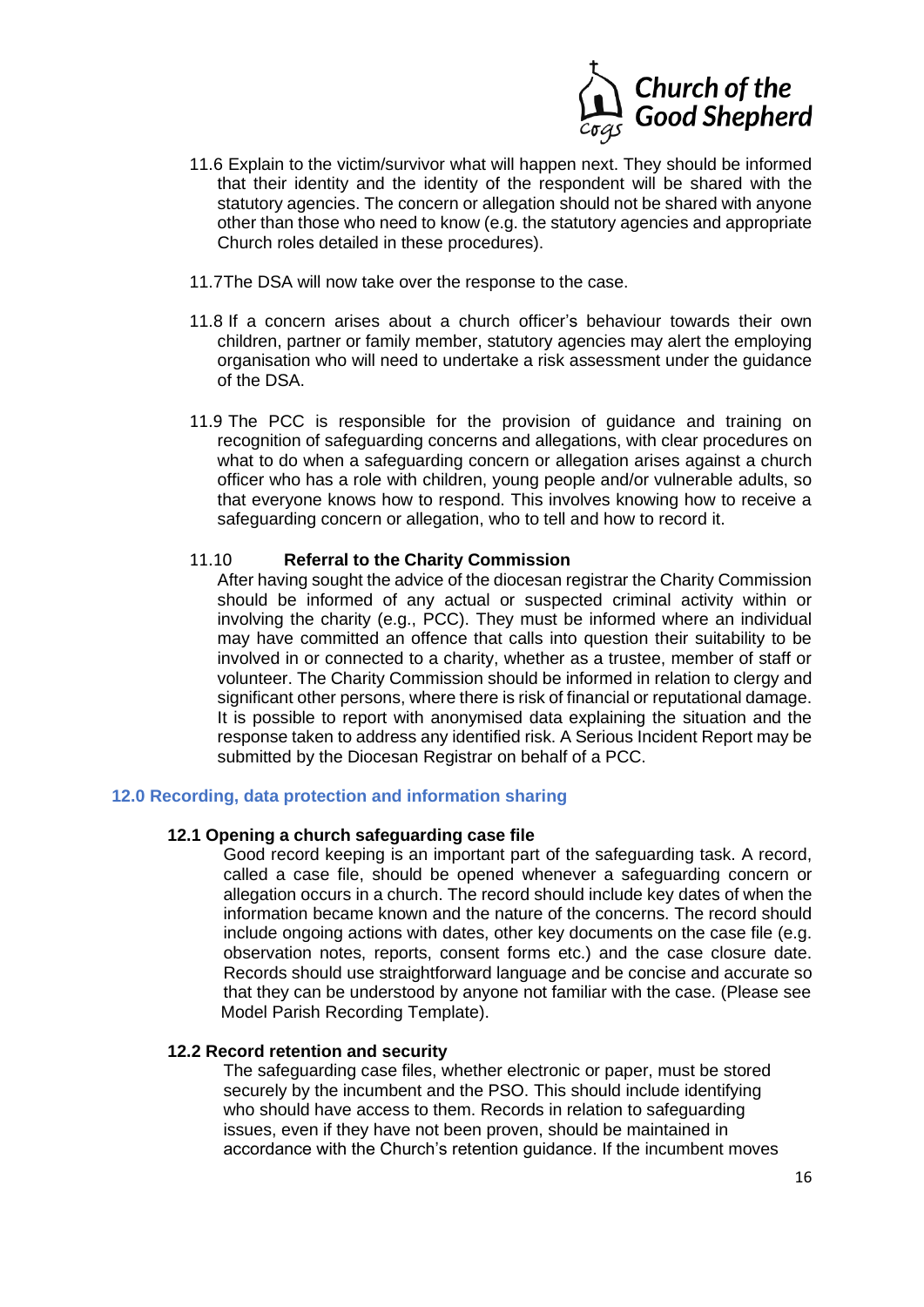11.6 Explain to the victim/survivor what will happen next. They should be informed that their identity and the identity of the respondent will be shared with the statutory agencies. The concern or allegation should not be shared with anyone other than those who need to know (e.g. the statutory agencies and appropriate Church roles detailed in these procedures).

11.7The DSA will now take over the response to the case.

11.8 If a concern arises about a church officer's behaviour towards their own children, partner or family member, statutory agencies may alert the employing organisation who will need to undertake a risk assessment under the guidance of the DSA.

11.9 The PCC is responsible for the provision of guidance and training on recognition of safeguarding concerns and allegations, with clear procedures on what to do when a safeguarding concern or allegation arises against a church officer who has a role with children, young people and/or vulnerable adults, so that everyone knows how to respond. This involves knowing how to receive a safeguarding concern or allegation, who to tell and how to record it.

11.10 **Referral to the Charity Commission**

After having sought the advice of the diocesan registrar the Charity Commission should be informed of any actual or suspected criminal activity within or involving the charity (e.g., PCC). They must be informed where an individual may have committed an offence that calls into question their suitability to be involved in or connected to a charity, whether as a trustee, member of staff or volunteer. The Charity Commission should be informed in relation to clergy and significant other persons, where there is risk of financial or reputational damage. It is possible to report with anonymised data explaining the situation and the response taken to address any identified risk. A Serious Incident Report may be submitted by the Diocesan Registrar on behalf of a PCC.

## 12.0 Recording, data protection and information sharing

### 12.1 Opening a church safeguarding case file

Good record keeping is an important part of the safeguarding task. A record, called a case file, should be opened whenever a safeguarding concern or allegation occurs in a church. The record should include key dates of when the information became known and the nature of the concerns. The record should include ongoing actions with dates, other key documents on the case file (e.g. observation notes, reports, consent forms etc.) and the case closure date. Records should use straightforward language and be concise and accurate so that they can be understood by anyone not familiar with the case. (Please see Model Parish Recording Template).

### 12.2 Record retention and security

The safeguarding case files, whether electronic or paper, must be stored securely by the incumbent and the PSO. This should include identifying who should have access to them. Records in relation to safeguarding issues, even if they have not been proven, should be maintained in accordance with the Church's retention guidance. If the incumbent moves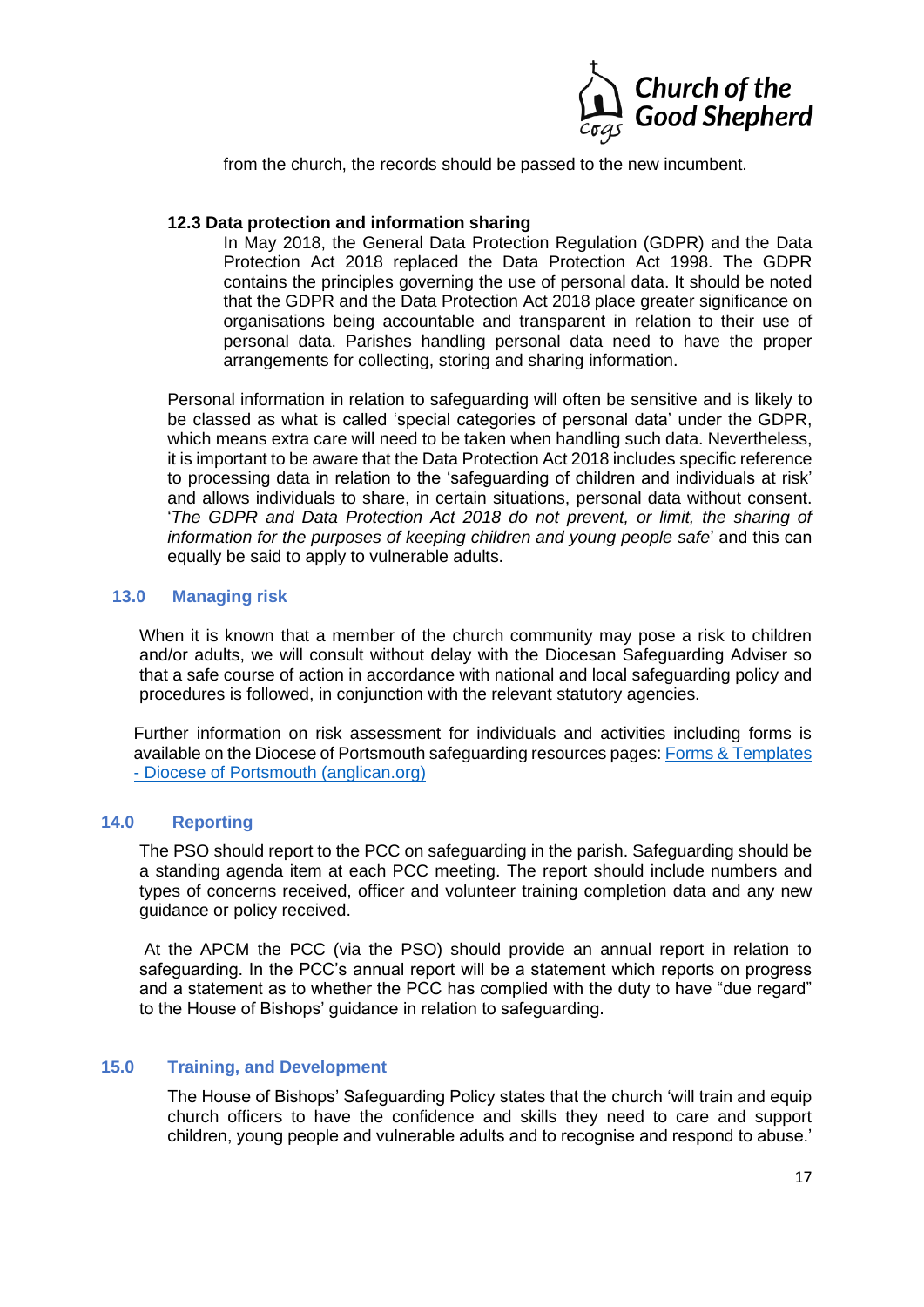from the church, the records should be passed to the new incumbent.

### 12.3 Data protection and information sharing

In May 2018, the General Data Protection Regulation (GDPR) and the Data Protection Act 2018 replaced the Data Protection Act 1998. The GDPR contains the principles governing the use of personal data. It should be noted that the GDPR and the Data Protection Act 2018 place greater significance on organisations being accountable and transparent in relation to their use of personal data. Parishes handling personal data need to have the proper arrangements for collecting, storing and sharing information.

Personal information in relation to safeguarding will often be sensitive and is likely to be classed as what is called 'special categories of personal data' under the GDPR, which means extra care will need to be taken when handling such data. Nevertheless, it is important to be aware that the Data Protection Act 2018 includes specific reference to processing data in relation to the 'safeguarding of children and individuals at risk' and allows individuals to share, in certain situations, personal data without consent. '*The GDPR and Data Protection Act 2018 do not prevent, or limit, the sharing of information for the purposes of keeping children and young people safe*' and this can equally be said to apply to vulnerable adults.

## 13.0 Managing risk

When it is known that a member of the church community may pose a risk to children and/or adults, we will consult without delay with the Diocesan Safeguarding Adviser so that a safe course of action in accordance with national and local safeguarding policy and procedures is followed, in conjunction with the relevant statutory agencies.

Further information on risk assessment for individuals and activities including forms is available on the Diocese of Portsmouth safeguarding resources pages: [Forms & Templates - Diocese of Portsmouth (anglican.org)]()

## 14.0 Reporting

The PSO should report to the PCC on safeguarding in the parish. Safeguarding should be a standing agenda item at each PCC meeting. The report should include numbers and types of concerns received, officer and volunteer training completion data and any new guidance or policy received.

At the APCM the PCC (via the PSO) should provide an annual report in relation to safeguarding. In the PCC's annual report will be a statement which reports on progress and a statement as to whether the PCC has complied with the duty to have "due regard" to the House of Bishops' guidance in relation to safeguarding.

## 15.0 Training, and Development

The House of Bishops' Safeguarding Policy states that the church 'will train and equip church officers to have the confidence and skills they need to care and support children, young people and vulnerable adults and to recognise and respond to abuse.'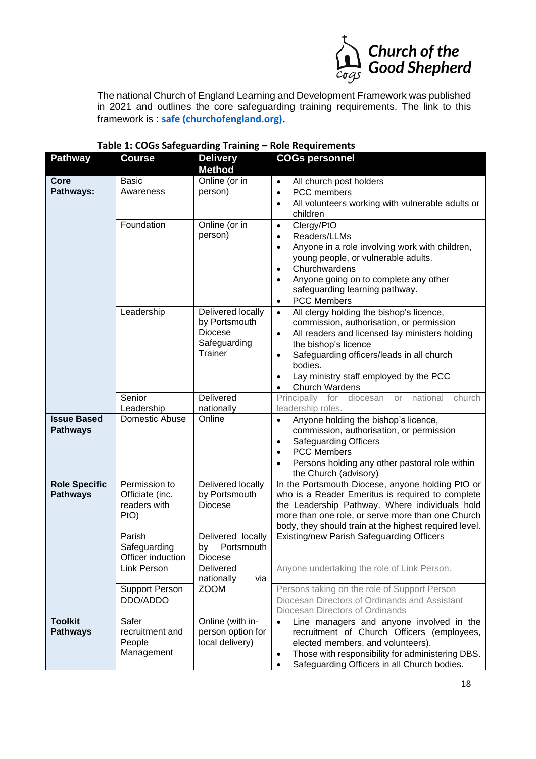The national Church of England Learning and Development Framework was published in 2021 and outlines the core safeguarding training requirements. The link to this framework is : **[safe (churchofengland.org)](safe (churchofengland.org))**.

**Table 1: COGs Safeguarding Training – Role Requirements**

| Pathway | Course | Delivery Method | COGs personnel |
|---|---|---|---|
| **Core Pathways:** | Basic Awareness | Online (or in person) | • All church post holders<br>• PCC members<br>• All volunteers working with vulnerable adults or children |
| | Foundation | Online (or in person) | • Clergy/PtO<br>• Readers/LLMs<br>• Anyone in a role involving work with children, young people, or vulnerable adults.<br>• Churchwardens<br>• Anyone going on to complete any other safeguarding learning pathway.<br>• PCC Members |
| | Leadership | Delivered locally by Portsmouth Diocese Safeguarding Trainer | • All clergy holding the bishop's licence, commission, authorisation, or permission<br>• All readers and licensed lay ministers holding the bishop's licence<br>• Safeguarding officers/leads in all church bodies.<br>• Lay ministry staff employed by the PCC<br>• Church Wardens |
| | Senior Leadership | Delivered nationally | Principally for diocesan or national church leadership roles. |
| **Issue Based Pathways** | Domestic Abuse | Online | • Anyone holding the bishop's licence, commission, authorisation, or permission<br>• Safeguarding Officers<br>• PCC Members<br>• Persons holding any other pastoral role within the Church (advisory) |
| **Role Specific Pathways** | Permission to Officiate (inc. readers with PtO) | Delivered locally by Portsmouth Diocese | In the Portsmouth Diocese, anyone holding PtO or who is a Reader Emeritus is required to complete the Leadership Pathway. Where individuals hold more than one role, or serve more than one Church body, they should train at the highest required level. |
| | Parish Safeguarding Officer induction | Delivered locally by Portsmouth Diocese | Existing/new Parish Safeguarding Officers |
| | Link Person | Delivered nationally via ZOOM | Anyone undertaking the role of Link Person. |
| | Support Person | | Persons taking on the role of Support Person |
| | DDO/ADDO | | Diocesan Directors of Ordinands and Assistant Diocesan Directors of Ordinands |
| **Toolkit Pathways** | Safer recruitment and People Management | Online (with in-person option for local delivery) | • Line managers and anyone involved in the recruitment of Church Officers (employees, elected members, and volunteers).<br>• Those with responsibility for administering DBS.<br>• Safeguarding Officers in all Church bodies. |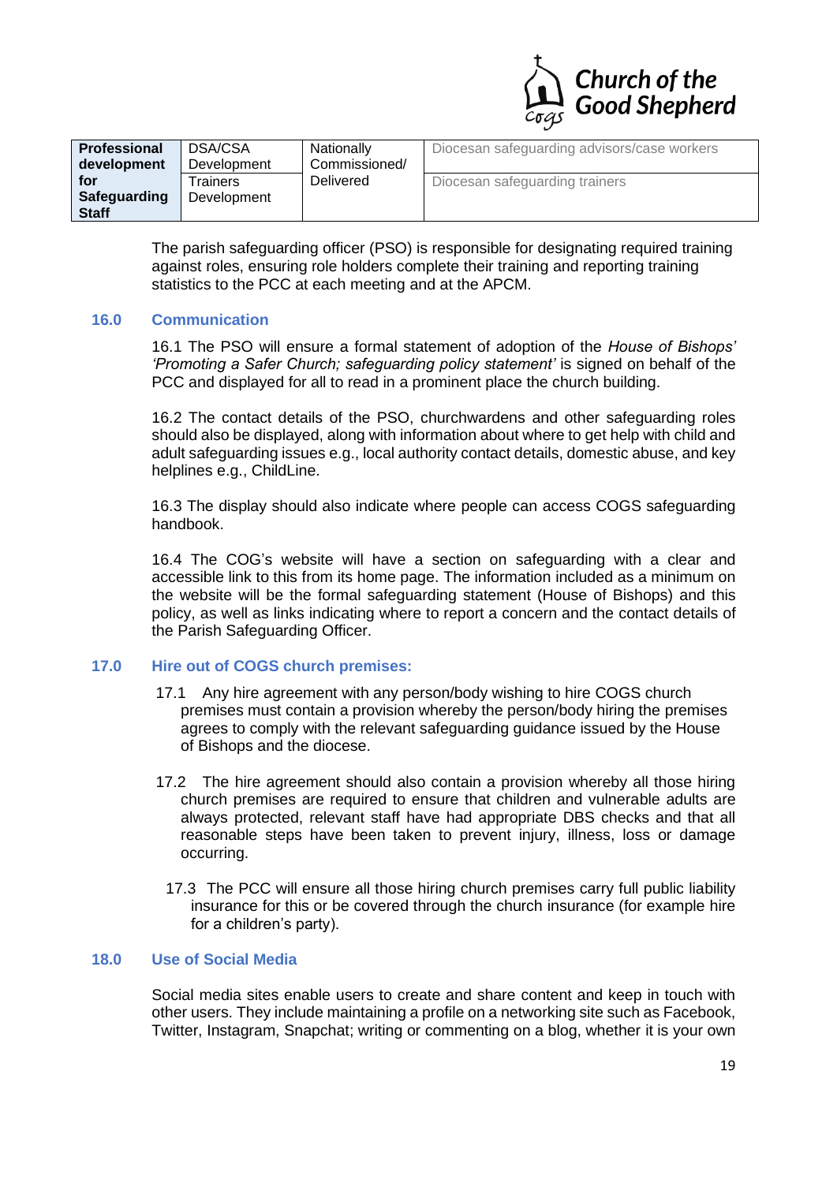| **Professional development for Safeguarding Staff** | DSA/CSA Development | Nationally Commissioned/ Delivered | Diocesan safeguarding advisors/case workers |
|---|---|---|---|
| | Trainers Development | | Diocesan safeguarding trainers |

The parish safeguarding officer (PSO) is responsible for designating required training against roles, ensuring role holders complete their training and reporting training statistics to the PCC at each meeting and at the APCM.

## 16.0 Communication

16.1 The PSO will ensure a formal statement of adoption of the *House of Bishops' 'Promoting a Safer Church; safeguarding policy statement'* is signed on behalf of the PCC and displayed for all to read in a prominent place the church building.

16.2 The contact details of the PSO, churchwardens and other safeguarding roles should also be displayed, along with information about where to get help with child and adult safeguarding issues e.g., local authority contact details, domestic abuse, and key helplines e.g., ChildLine.

16.3 The display should also indicate where people can access COGS safeguarding handbook.

16.4 The COG's website will have a section on safeguarding with a clear and accessible link to this from its home page. The information included as a minimum on the website will be the formal safeguarding statement (House of Bishops) and this policy, as well as links indicating where to report a concern and the contact details of the Parish Safeguarding Officer.

## 17.0 Hire out of COGS church premises:

17.1 Any hire agreement with any person/body wishing to hire COGS church premises must contain a provision whereby the person/body hiring the premises agrees to comply with the relevant safeguarding guidance issued by the House of Bishops and the diocese.

17.2 The hire agreement should also contain a provision whereby all those hiring church premises are required to ensure that children and vulnerable adults are always protected, relevant staff have had appropriate DBS checks and that all reasonable steps have been taken to prevent injury, illness, loss or damage occurring.

17.3 The PCC will ensure all those hiring church premises carry full public liability insurance for this or be covered through the church insurance (for example hire for a children's party).

## 18.0 Use of Social Media

Social media sites enable users to create and share content and keep in touch with other users. They include maintaining a profile on a networking site such as Facebook, Twitter, Instagram, Snapchat; writing or commenting on a blog, whether it is your own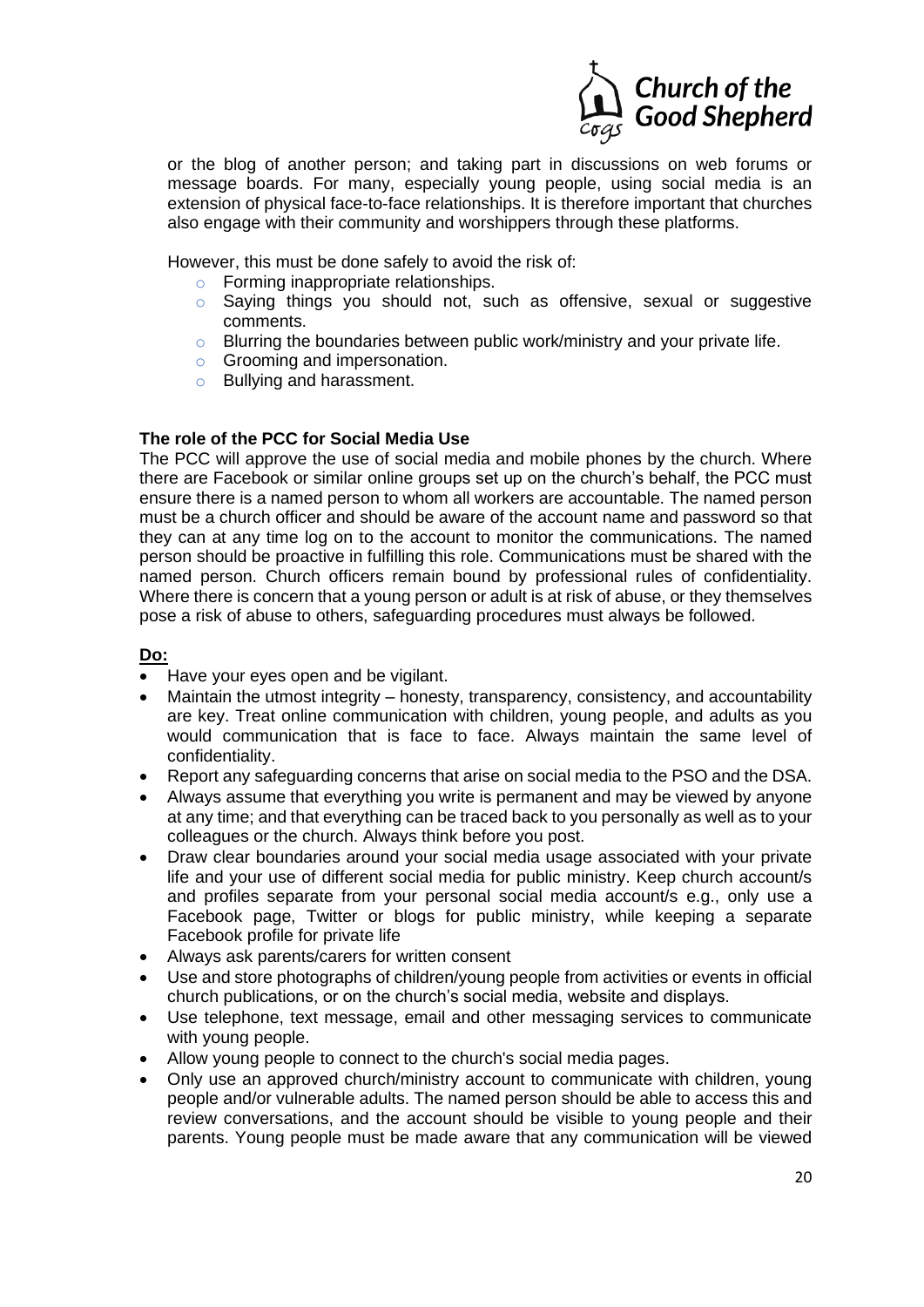or the blog of another person; and taking part in discussions on web forums or message boards. For many, especially young people, using social media is an extension of physical face-to-face relationships. It is therefore important that churches also engage with their community and worshippers through these platforms.

However, this must be done safely to avoid the risk of:

- Forming inappropriate relationships.
- Saying things you should not, such as offensive, sexual or suggestive comments.
- Blurring the boundaries between public work/ministry and your private life.
- Grooming and impersonation.
- Bullying and harassment.

**The role of the PCC for Social Media Use**

The PCC will approve the use of social media and mobile phones by the church. Where there are Facebook or similar online groups set up on the church's behalf, the PCC must ensure there is a named person to whom all workers are accountable. The named person must be a church officer and should be aware of the account name and password so that they can at any time log on to the account to monitor the communications. The named person should be proactive in fulfilling this role. Communications must be shared with the named person. Church officers remain bound by professional rules of confidentiality. Where there is concern that a young person or adult is at risk of abuse, or they themselves pose a risk of abuse to others, safeguarding procedures must always be followed.

**Do:**

- Have your eyes open and be vigilant.
- Maintain the utmost integrity – honesty, transparency, consistency, and accountability are key. Treat online communication with children, young people, and adults as you would communication that is face to face. Always maintain the same level of confidentiality.
- Report any safeguarding concerns that arise on social media to the PSO and the DSA.
- Always assume that everything you write is permanent and may be viewed by anyone at any time; and that everything can be traced back to you personally as well as to your colleagues or the church. Always think before you post.
- Draw clear boundaries around your social media usage associated with your private life and your use of different social media for public ministry. Keep church account/s and profiles separate from your personal social media account/s e.g., only use a Facebook page, Twitter or blogs for public ministry, while keeping a separate Facebook profile for private life
- Always ask parents/carers for written consent
- Use and store photographs of children/young people from activities or events in official church publications, or on the church's social media, website and displays.
- Use telephone, text message, email and other messaging services to communicate with young people.
- Allow young people to connect to the church's social media pages.
- Only use an approved church/ministry account to communicate with children, young people and/or vulnerable adults. The named person should be able to access this and review conversations, and the account should be visible to young people and their parents. Young people must be made aware that any communication will be viewed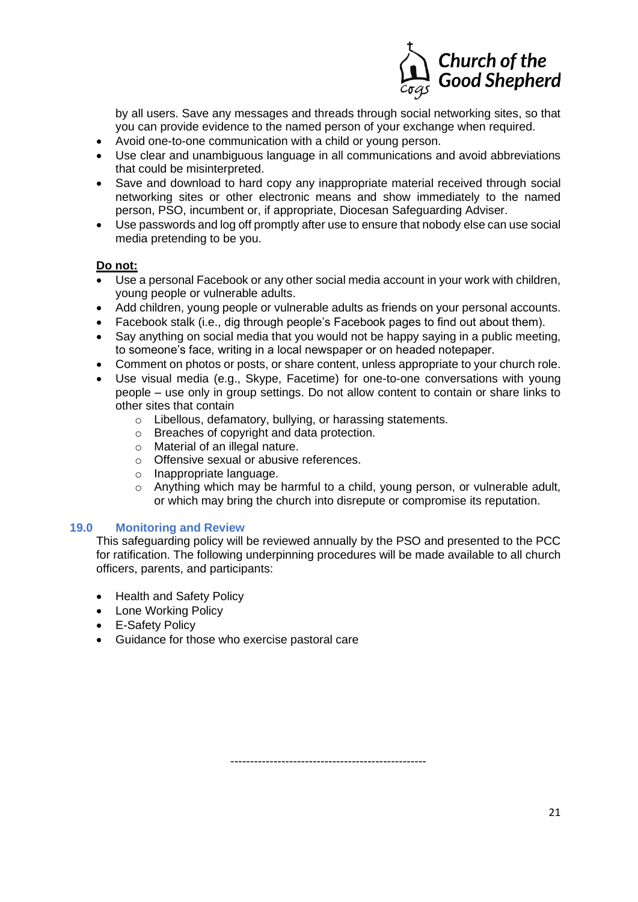by all users. Save any messages and threads through social networking sites, so that you can provide evidence to the named person of your exchange when required.

- Avoid one-to-one communication with a child or young person.
- Use clear and unambiguous language in all communications and avoid abbreviations that could be misinterpreted.
- Save and download to hard copy any inappropriate material received through social networking sites or other electronic means and show immediately to the named person, PSO, incumbent or, if appropriate, Diocesan Safeguarding Adviser.
- Use passwords and log off promptly after use to ensure that nobody else can use social media pretending to be you.

**Do not:**

- Use a personal Facebook or any other social media account in your work with children, young people or vulnerable adults.
- Add children, young people or vulnerable adults as friends on your personal accounts.
- Facebook stalk (i.e., dig through people's Facebook pages to find out about them).
- Say anything on social media that you would not be happy saying in a public meeting, to someone's face, writing in a local newspaper or on headed notepaper.
- Comment on photos or posts, or share content, unless appropriate to your church role.
- Use visual media (e.g., Skype, Facetime) for one-to-one conversations with young people – use only in group settings. Do not allow content to contain or share links to other sites that contain
    - Libellous, defamatory, bullying, or harassing statements.
    - Breaches of copyright and data protection.
    - Material of an illegal nature.
    - Offensive sexual or abusive references.
    - Inappropriate language.
    - Anything which may be harmful to a child, young person, or vulnerable adult, or which may bring the church into disrepute or compromise its reputation.

## 19.0 Monitoring and Review

This safeguarding policy will be reviewed annually by the PSO and presented to the PCC for ratification. The following underpinning procedures will be made available to all church officers, parents, and participants:

- Health and Safety Policy
- Lone Working Policy
- E-Safety Policy
- Guidance for those who exercise pastoral care

--------------------------------------------------